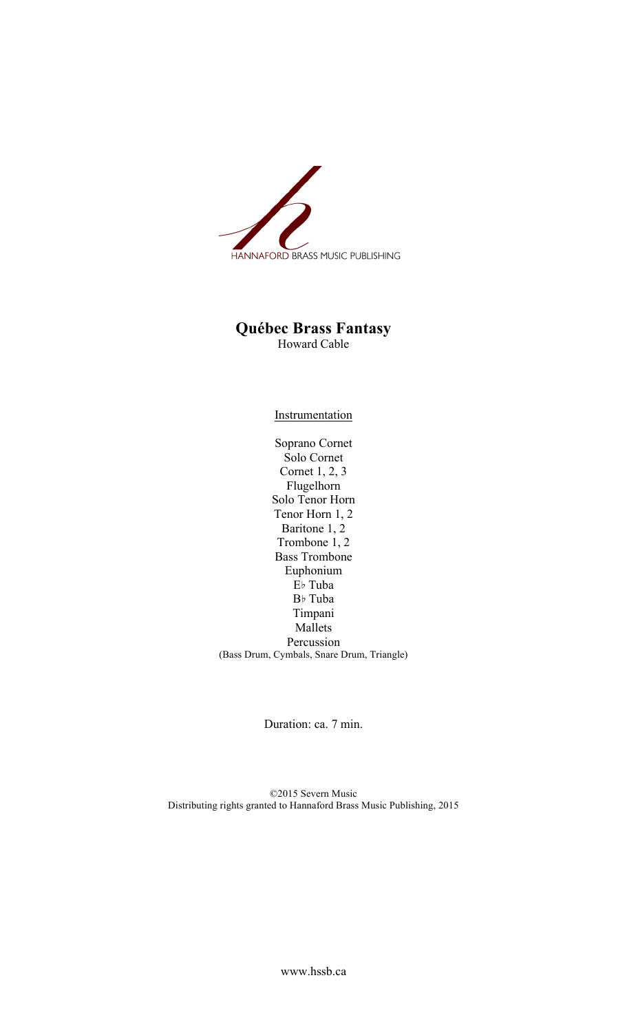HANNAFORD BRASS MUSIC PUBLISHING

# Québec Brass Fantasy

Howard Cable

Instrumentation

Soprano Cornet
Solo Cornet
Cornet 1, 2, 3
Flugelhorn
Solo Tenor Horn
Tenor Horn 1, 2
Baritone 1, 2
Trombone 1, 2
Bass Trombone
Euphonium
E♭ Tuba
B♭ Tuba
Timpani
Mallets
Percussion
(Bass Drum, Cymbals, Snare Drum, Triangle)

Duration: ca. 7 min.

©2015 Severn Music
Distributing rights granted to Hannaford Brass Music Publishing, 2015

www.hssb.ca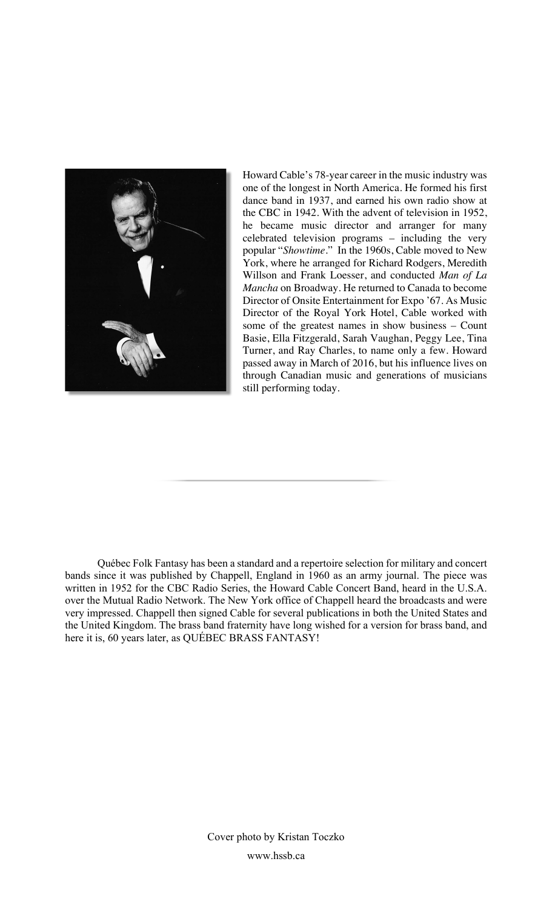Howard Cable's 78-year career in the music industry was one of the longest in North America. He formed his first dance band in 1937, and earned his own radio show at the CBC in 1942. With the advent of television in 1952, he became music director and arranger for many celebrated television programs – including the very popular "*Showtime*." In the 1960s, Cable moved to New York, where he arranged for Richard Rodgers, Meredith Willson and Frank Loesser, and conducted *Man of La Mancha* on Broadway. He returned to Canada to become Director of Onsite Entertainment for Expo '67. As Music Director of the Royal York Hotel, Cable worked with some of the greatest names in show business – Count Basie, Ella Fitzgerald, Sarah Vaughan, Peggy Lee, Tina Turner, and Ray Charles, to name only a few. Howard passed away in March of 2016, but his influence lives on through Canadian music and generations of musicians still performing today.

---

Québec Folk Fantasy has been a standard and a repertoire selection for military and concert bands since it was published by Chappell, England in 1960 as an army journal. The piece was written in 1952 for the CBC Radio Series, the Howard Cable Concert Band, heard in the U.S.A. over the Mutual Radio Network. The New York office of Chappell heard the broadcasts and were very impressed. Chappell then signed Cable for several publications in both the United States and the United Kingdom. The brass band fraternity have long wished for a version for brass band, and here it is, 60 years later, as QUÉBEC BRASS FANTASY!

Cover photo by Kristan Toczko

www.hssb.ca